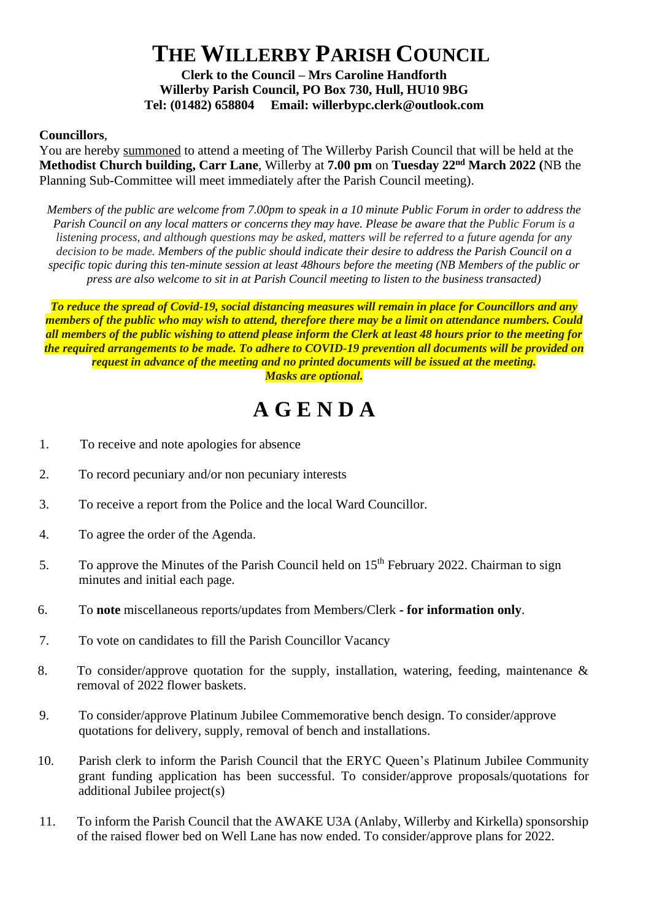# THE WILLERBY PARISH COUNCIL

**Clerk to the Council – Mrs Caroline Handforth**
**Willerby Parish Council, PO Box 730, Hull, HU10 9BG**
**Tel: (01482) 658804 Email: willerbypc.clerk@outlook.com**

**Councillors**,

You are hereby summoned to attend a meeting of The Willerby Parish Council that will be held at the **Methodist Church building, Carr Lane**, Willerby at **7.00 pm** on **Tuesday 22nd March 2022 (**NB the Planning Sub-Committee will meet immediately after the Parish Council meeting).

*Members of the public are welcome from 7.00pm to speak in a 10 minute Public Forum in order to address the Parish Council on any local matters or concerns they may have. Please be aware that the Public Forum is a listening process, and although questions may be asked, matters will be referred to a future agenda for any decision to be made. Members of the public should indicate their desire to address the Parish Council on a specific topic during this ten-minute session at least 48hours before the meeting (NB Members of the public or press are also welcome to sit in at Parish Council meeting to listen to the business transacted)*

***To reduce the spread of Covid-19, social distancing measures will remain in place for Councillors and any members of the public who may wish to attend, therefore there may be a limit on attendance numbers. Could all members of the public wishing to attend please inform the Clerk at least 48 hours prior to the meeting for the required arrangements to be made. To adhere to COVID-19 prevention all documents will be provided on request in advance of the meeting and no printed documents will be issued at the meeting.***
***Masks are optional.***

## A G E N D A

1. To receive and note apologies for absence

2. To record pecuniary and/or non pecuniary interests

3. To receive a report from the Police and the local Ward Councillor.

4. To agree the order of the Agenda.

5. To approve the Minutes of the Parish Council held on 15th February 2022. Chairman to sign minutes and initial each page.

6. To **note** miscellaneous reports/updates from Members/Clerk **- for information only**.

7. To vote on candidates to fill the Parish Councillor Vacancy

8. To consider/approve quotation for the supply, installation, watering, feeding, maintenance & removal of 2022 flower baskets.

9. To consider/approve Platinum Jubilee Commemorative bench design. To consider/approve quotations for delivery, supply, removal of bench and installations.

10. Parish clerk to inform the Parish Council that the ERYC Queen's Platinum Jubilee Community grant funding application has been successful. To consider/approve proposals/quotations for additional Jubilee project(s)

11. To inform the Parish Council that the AWAKE U3A (Anlaby, Willerby and Kirkella) sponsorship of the raised flower bed on Well Lane has now ended. To consider/approve plans for 2022.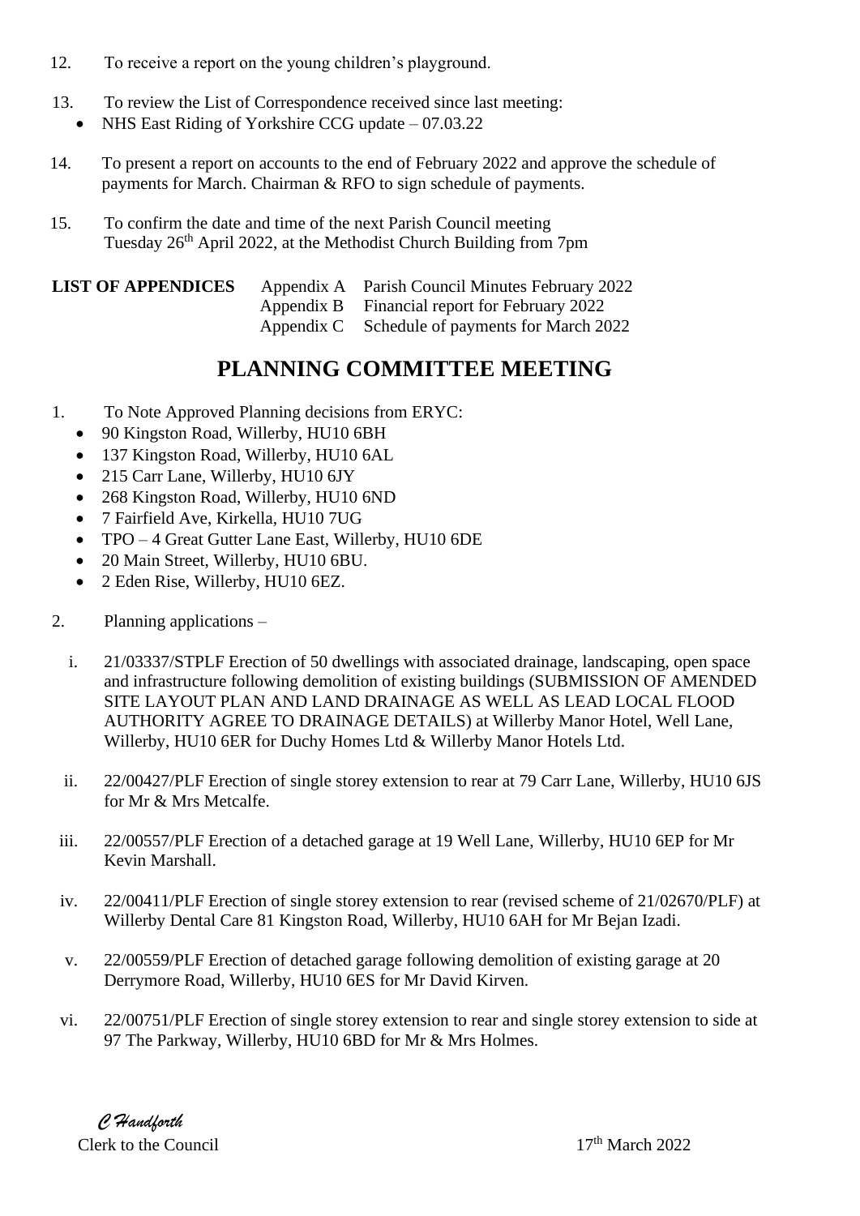12. To receive a report on the young children's playground.

13. To review the List of Correspondence received since last meeting:
    - NHS East Riding of Yorkshire CCG update – 07.03.22

14. To present a report on accounts to the end of February 2022 and approve the schedule of payments for March. Chairman & RFO to sign schedule of payments.

15. To confirm the date and time of the next Parish Council meeting Tuesday 26th April 2022, at the Methodist Church Building from 7pm

| | | |
|---|---|---|
| **LIST OF APPENDICES** | Appendix A | Parish Council Minutes February 2022 |
| | Appendix B | Financial report for February 2022 |
| | Appendix C | Schedule of payments for March 2022 |

# PLANNING COMMITTEE MEETING

1. To Note Approved Planning decisions from ERYC:
    - 90 Kingston Road, Willerby, HU10 6BH
    - 137 Kingston Road, Willerby, HU10 6AL
    - 215 Carr Lane, Willerby, HU10 6JY
    - 268 Kingston Road, Willerby, HU10 6ND
    - 7 Fairfield Ave, Kirkella, HU10 7UG
    - TPO – 4 Great Gutter Lane East, Willerby, HU10 6DE
    - 20 Main Street, Willerby, HU10 6BU.
    - 2 Eden Rise, Willerby, HU10 6EZ.

2. Planning applications –

    i. 21/03337/STPLF Erection of 50 dwellings with associated drainage, landscaping, open space and infrastructure following demolition of existing buildings (SUBMISSION OF AMENDED SITE LAYOUT PLAN AND LAND DRAINAGE AS WELL AS LEAD LOCAL FLOOD AUTHORITY AGREE TO DRAINAGE DETAILS) at Willerby Manor Hotel, Well Lane, Willerby, HU10 6ER for Duchy Homes Ltd & Willerby Manor Hotels Ltd.

    ii. 22/00427/PLF Erection of single storey extension to rear at 79 Carr Lane, Willerby, HU10 6JS for Mr & Mrs Metcalfe.

    iii. 22/00557/PLF Erection of a detached garage at 19 Well Lane, Willerby, HU10 6EP for Mr Kevin Marshall.

    iv. 22/00411/PLF Erection of single storey extension to rear (revised scheme of 21/02670/PLF) at Willerby Dental Care 81 Kingston Road, Willerby, HU10 6AH for Mr Bejan Izadi.

    v. 22/00559/PLF Erection of detached garage following demolition of existing garage at 20 Derrymore Road, Willerby, HU10 6ES for Mr David Kirven.

    vi. 22/00751/PLF Erection of single storey extension to rear and single storey extension to side at 97 The Parkway, Willerby, HU10 6BD for Mr & Mrs Holmes.

*C Handforth*

Clerk to the Council

17th March 2022